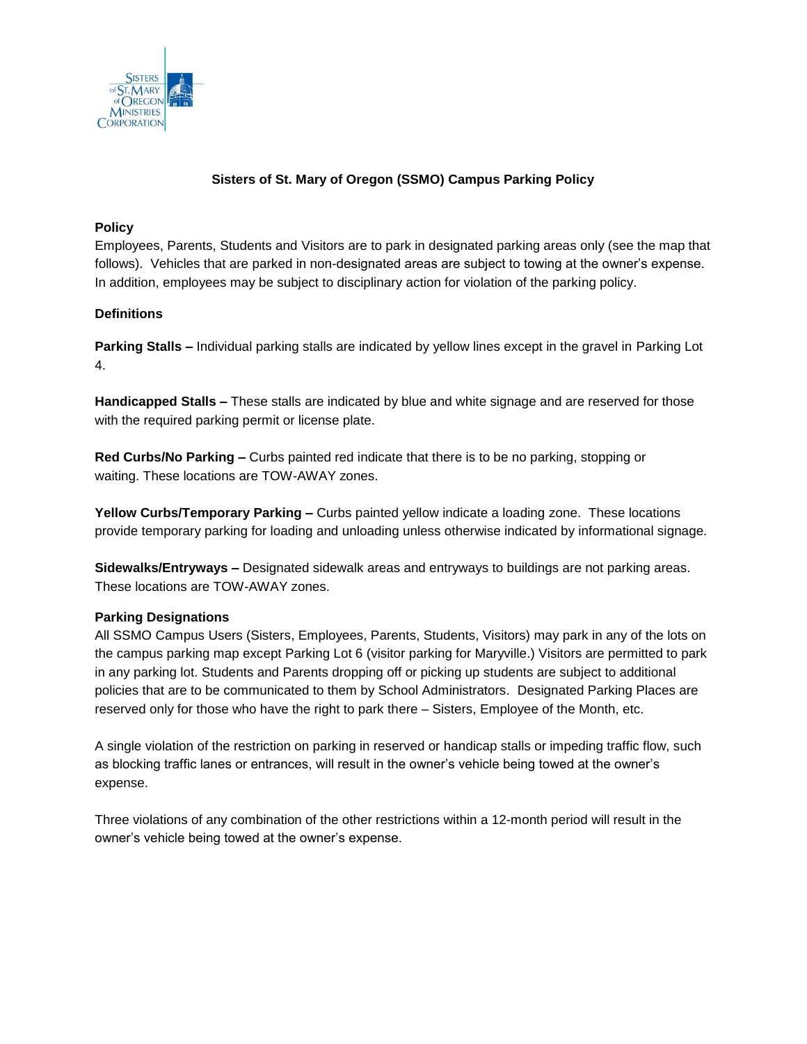# Sisters of St. Mary of Oregon (SSMO) Campus Parking Policy

## Policy

Employees, Parents, Students and Visitors are to park in designated parking areas only (see the map that follows). Vehicles that are parked in non-designated areas are subject to towing at the owner's expense. In addition, employees may be subject to disciplinary action for violation of the parking policy.

## Definitions

**Parking Stalls –** Individual parking stalls are indicated by yellow lines except in the gravel in Parking Lot 4.

**Handicapped Stalls –** These stalls are indicated by blue and white signage and are reserved for those with the required parking permit or license plate.

**Red Curbs/No Parking –** Curbs painted red indicate that there is to be no parking, stopping or waiting. These locations are TOW-AWAY zones.

**Yellow Curbs/Temporary Parking –** Curbs painted yellow indicate a loading zone. These locations provide temporary parking for loading and unloading unless otherwise indicated by informational signage.

**Sidewalks/Entryways –** Designated sidewalk areas and entryways to buildings are not parking areas. These locations are TOW-AWAY zones.

## Parking Designations

All SSMO Campus Users (Sisters, Employees, Parents, Students, Visitors) may park in any of the lots on the campus parking map except Parking Lot 6 (visitor parking for Maryville.) Visitors are permitted to park in any parking lot. Students and Parents dropping off or picking up students are subject to additional policies that are to be communicated to them by School Administrators. Designated Parking Places are reserved only for those who have the right to park there – Sisters, Employee of the Month, etc.

A single violation of the restriction on parking in reserved or handicap stalls or impeding traffic flow, such as blocking traffic lanes or entrances, will result in the owner's vehicle being towed at the owner's expense.

Three violations of any combination of the other restrictions within a 12-month period will result in the owner's vehicle being towed at the owner's expense.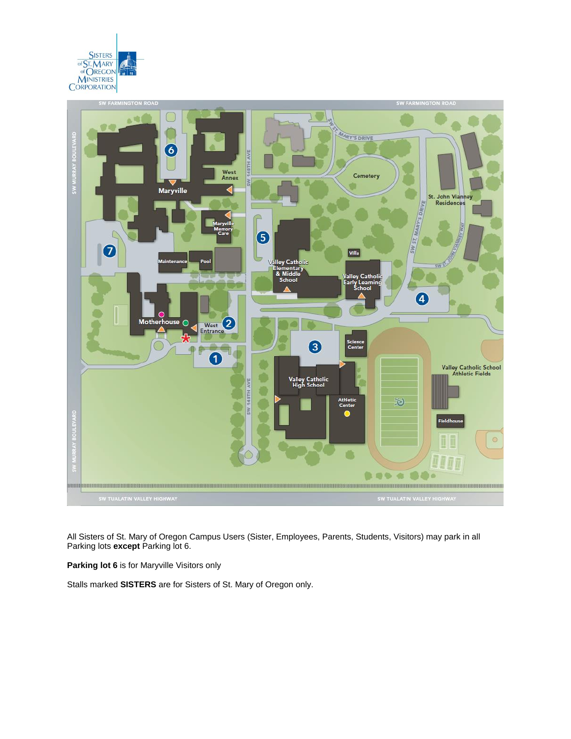SISTERS of ST. MARY of OREGON MINISTRIES CORPORATION

SW FARMINGTON ROAD

SW FARMINGTON ROAD

SW MURRAY BOULEVARD

SW TUALATIN VALLEY HIGHWAY

SW TUALATIN VALLEY HIGHWAY

SW 148TH AVE

SW ST. MARY'S DRIVE

SW ST. JOHN VIANNEY WAY

6

West Annex

Maryville

Maryville Memory Care

7

Maintenance

Pool

5

Valley Catholic Elementary & Middle School

Villa

Cemetery

St. John Vianney Residences

Valley Catholic Early Learning School

4

Motherhouse

West Entrance

2

1

3

Science Center

Valley Catholic High School

Athletic Center

Valley Catholic School Athletic Fields

Fieldhouse

All Sisters of St. Mary of Oregon Campus Users (Sister, Employees, Parents, Students, Visitors) may park in all Parking lots **except** Parking lot 6.

**Parking lot 6** is for Maryville Visitors only

Stalls marked **SISTERS** are for Sisters of St. Mary of Oregon only.